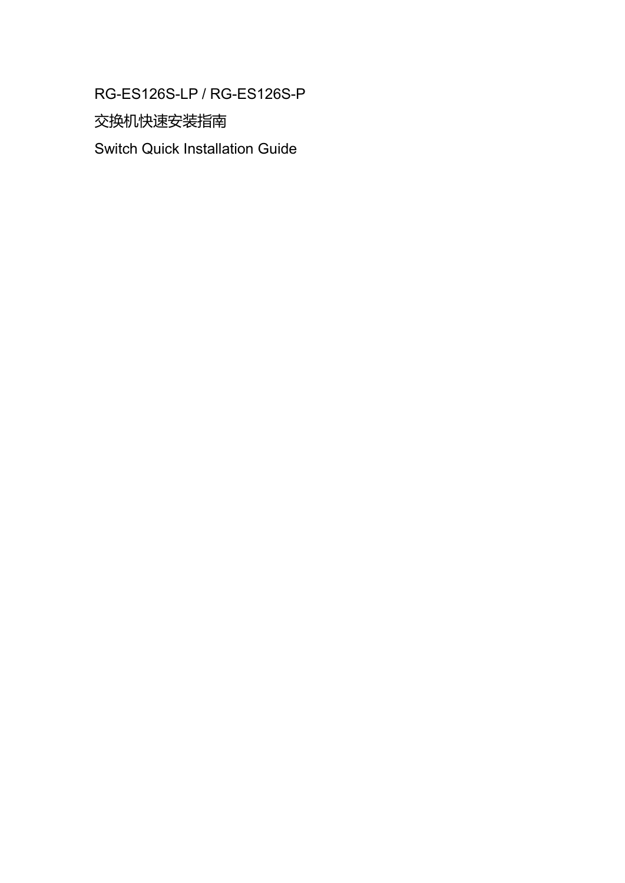# RG-ES126S-LP / RG-ES126S-P

# 交换机快速安装指南

# Switch Quick Installation Guide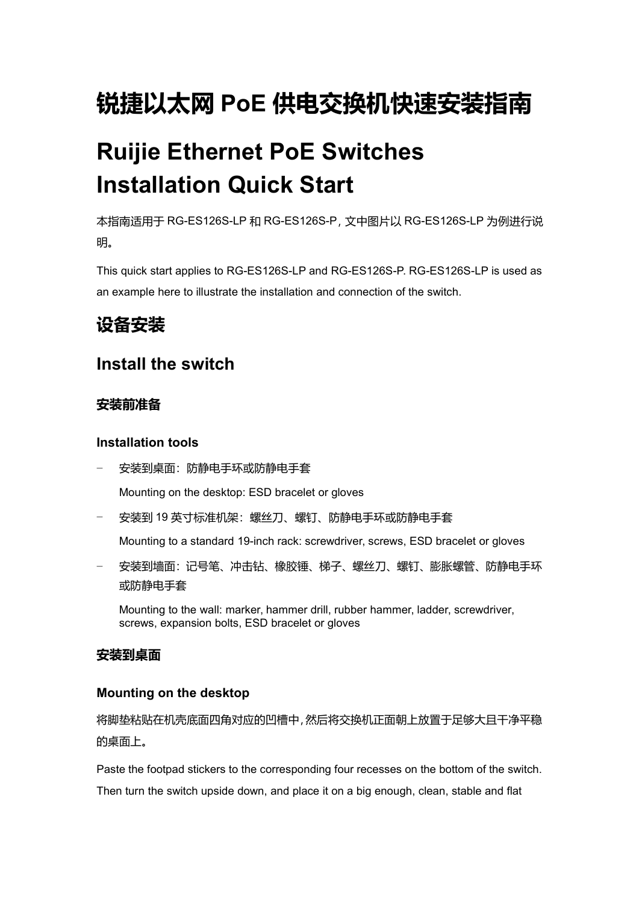# 锐捷以太网 PoE 供电交换机快速安装指南

# Ruijie Ethernet PoE Switches Installation Quick Start

本指南适用于 RG-ES126S-LP 和 RG-ES126S-P，文中图片以 RG-ES126S-LP 为例进行说明。

This quick start applies to RG-ES126S-LP and RG-ES126S-P. RG-ES126S-LP is used as an example here to illustrate the installation and connection of the switch.

## 设备安装

## Install the switch

### 安装前准备

### Installation tools

- 安装到桌面：防静电手环或防静电手套

  Mounting on the desktop: ESD bracelet or gloves

- 安装到 19 英寸标准机架：螺丝刀、螺钉、防静电手环或防静电手套

  Mounting to a standard 19-inch rack: screwdriver, screws, ESD bracelet or gloves

- 安装到墙面：记号笔、冲击钻、橡胶锤、梯子、螺丝刀、螺钉、膨胀螺管、防静电手环或防静电手套

  Mounting to the wall: marker, hammer drill, rubber hammer, ladder, screwdriver, screws, expansion bolts, ESD bracelet or gloves

### 安装到桌面

### Mounting on the desktop

将脚垫粘贴在机壳底面四角对应的凹槽中，然后将交换机正面朝上放置于足够大且干净平稳的桌面上。

Paste the footpad stickers to the corresponding four recesses on the bottom of the switch. Then turn the switch upside down, and place it on a big enough, clean, stable and flat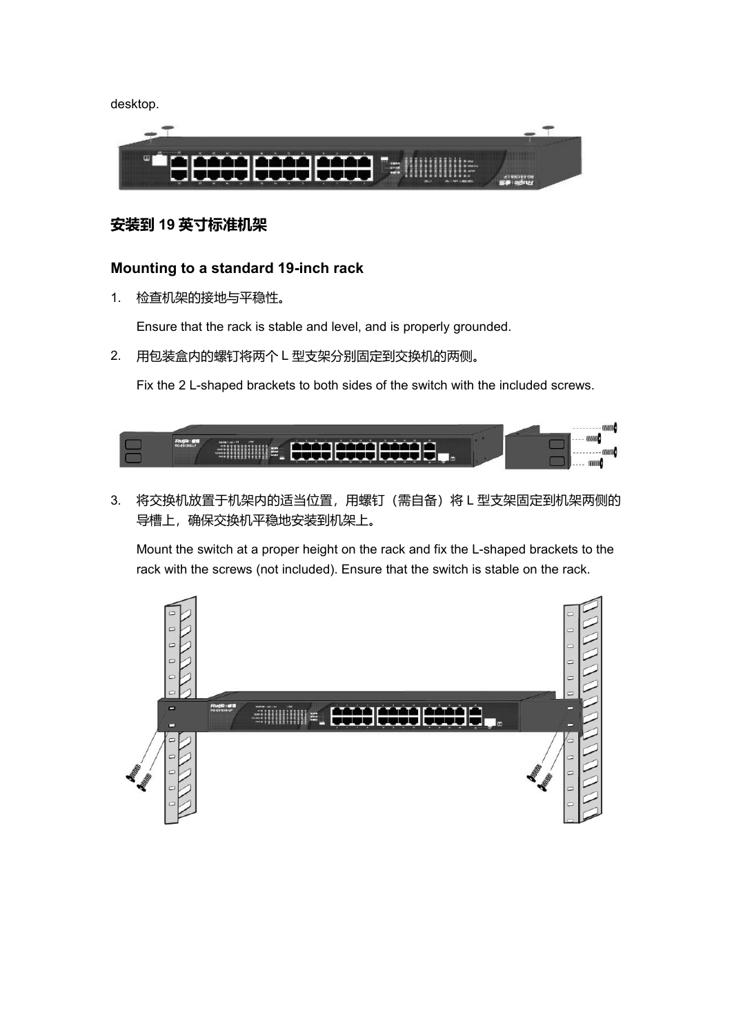desktop.

## 安装到 19 英寸标准机架

## Mounting to a standard 19-inch rack

1. 检查机架的接地与平稳性。

   Ensure that the rack is stable and level, and is properly grounded.

2. 用包装盒内的螺钉将两个 L 型支架分别固定到交换机的两侧。

   Fix the 2 L-shaped brackets to both sides of the switch with the included screws.

3. 将交换机放置于机架内的适当位置，用螺钉（需自备）将 L 型支架固定到机架两侧的导槽上，确保交换机平稳地安装到机架上。

   Mount the switch at a proper height on the rack and fix the L-shaped brackets to the rack with the screws (not included). Ensure that the switch is stable on the rack.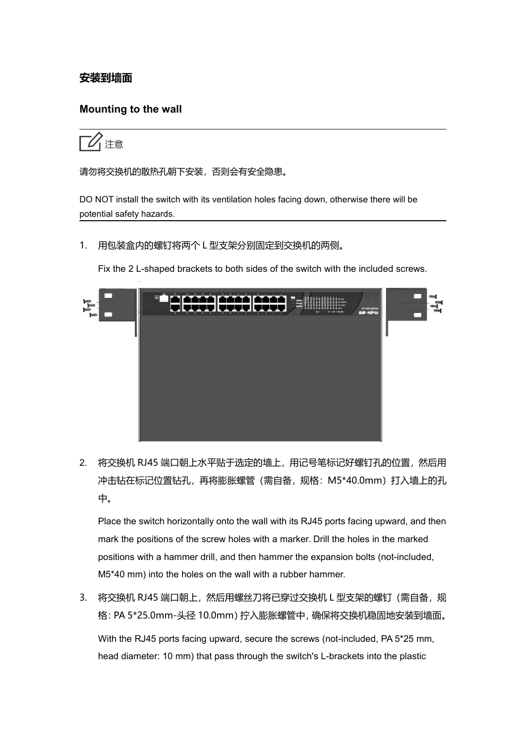### 安装到墙面

### Mounting to the wall

注意

请勿将交换机的散热孔朝下安装，否则会有安全隐患。

DO NOT install the switch with its ventilation holes facing down, otherwise there will be potential safety hazards.

1. 用包装盒内的螺钉将两个 L 型支架分别固定到交换机的两侧。

   Fix the 2 L-shaped brackets to both sides of the switch with the included screws.

2. 将交换机 RJ45 端口朝上水平贴于选定的墙上，用记号笔标记好螺钉孔的位置，然后用冲击钻在标记位置钻孔，再将膨胀螺管（需自备，规格：M5*40.0mm）打入墙上的孔中。

   Place the switch horizontally onto the wall with its RJ45 ports facing upward, and then mark the positions of the screw holes with a marker. Drill the holes in the marked positions with a hammer drill, and then hammer the expansion bolts (not-included, M5*40 mm) into the holes on the wall with a rubber hammer.

3. 将交换机 RJ45 端口朝上，然后用螺丝刀将已穿过交换机 L 型支架的螺钉（需自备，规格: PA 5*25.0mm-头径 10.0mm）拧入膨胀螺管中，确保将交换机稳固地安装到墙面。

   With the RJ45 ports facing upward, secure the screws (not-included, PA 5*25 mm, head diameter: 10 mm) that pass through the switch's L-brackets into the plastic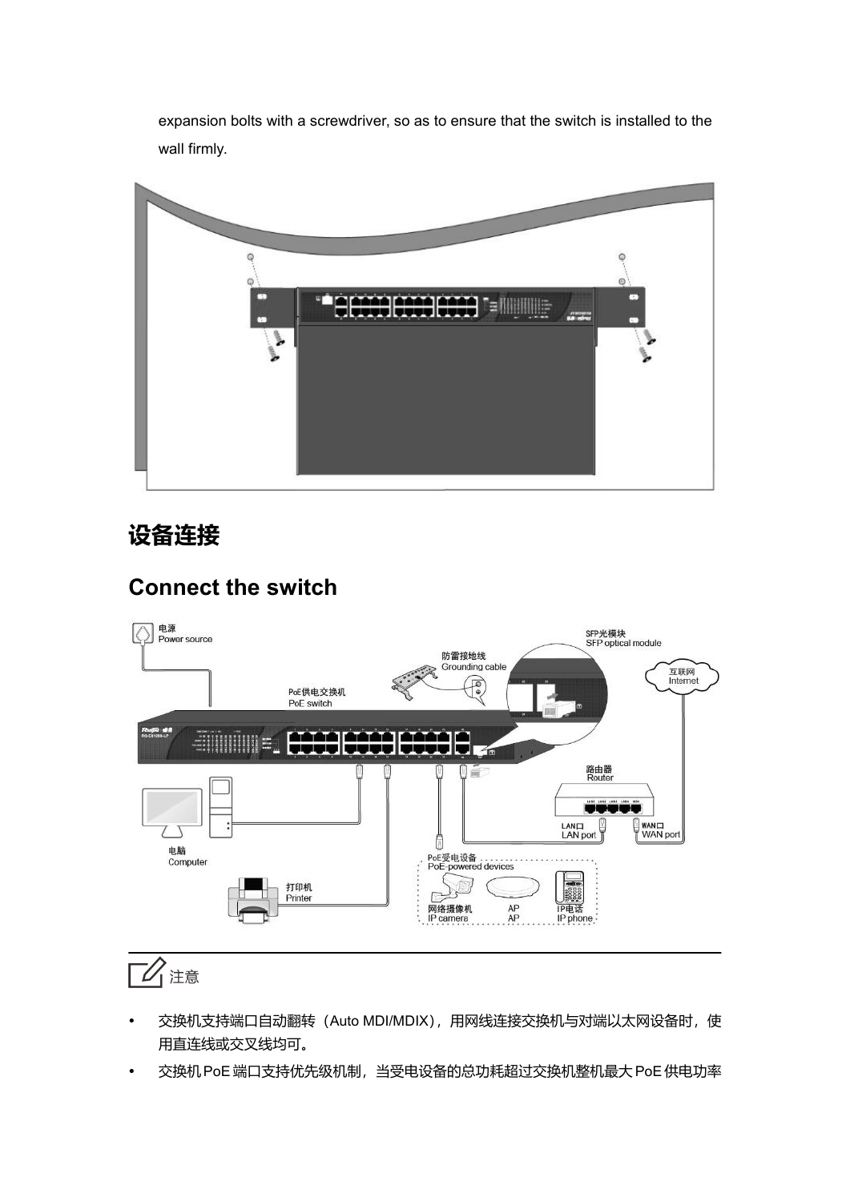expansion bolts with a screwdriver, so as to ensure that the switch is installed to the wall firmly.

# 设备连接

# Connect the switch

注意

- 交换机支持端口自动翻转（Auto MDI/MDIX），用网线连接交换机与对端以太网设备时，使用直连线或交叉线均可。
- 交换机 PoE 端口支持优先级机制，当受电设备的总功耗超过交换机整机最大 PoE 供电功率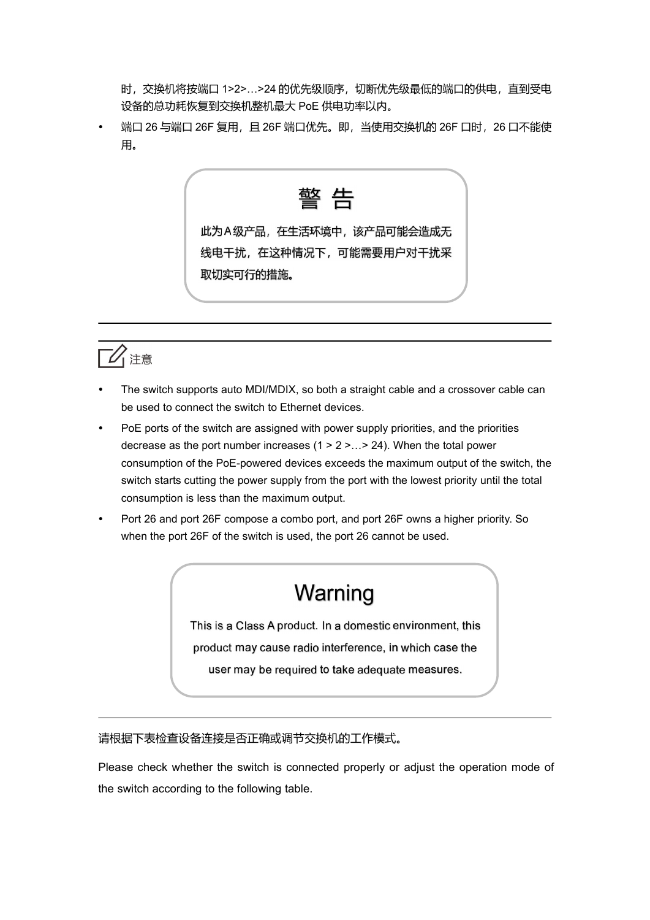时，交换机将按端口 1>2>…>24 的优先级顺序，切断优先级最低的端口的供电，直到受电设备的总功耗恢复到交换机整机最大 PoE 供电功率以内。

- 端口 26 与端口 26F 复用，且 26F 端口优先。即，当使用交换机的 26F 口时，26 口不能使用。

**警 告**

**此为A级产品，在生活环境中，该产品可能会造成无线电干扰，在这种情况下，可能需要用户对干扰采取切实可行的措施。**

---

注意

- The switch supports auto MDI/MDIX, so both a straight cable and a crossover cable can be used to connect the switch to Ethernet devices.
- PoE ports of the switch are assigned with power supply priorities, and the priorities decrease as the port number increases (1 > 2 >…> 24). When the total power consumption of the PoE-powered devices exceeds the maximum output of the switch, the switch starts cutting the power supply from the port with the lowest priority until the total consumption is less than the maximum output.
- Port 26 and port 26F compose a combo port, and port 26F owns a higher priority. So when the port 26F of the switch is used, the port 26 cannot be used.

**Warning**

This is a Class A product. In a domestic environment, this product may cause radio interference, in which case the user may be required to take adequate measures.

---

请根据下表检查设备连接是否正确或调节交换机的工作模式。

Please check whether the switch is connected properly or adjust the operation mode of the switch according to the following table.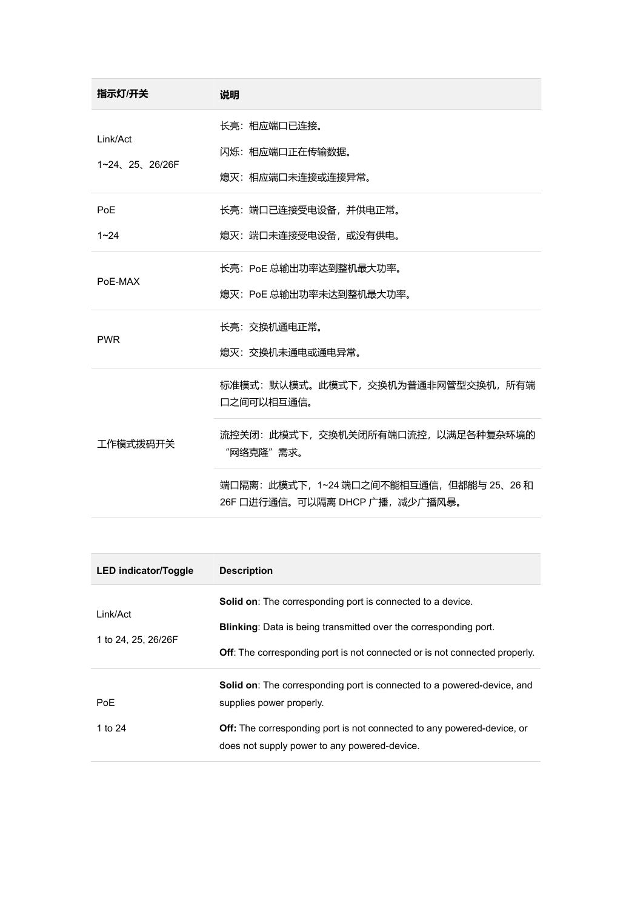| 指示灯/开关 | 说明 |
| --- | --- |
| Link/Act<br>1~24、25、26/26F | 长亮：相应端口已连接。<br>闪烁：相应端口正在传输数据。<br>熄灭：相应端口未连接或连接异常。 |
| PoE<br>1~24 | 长亮：端口已连接受电设备，并供电正常。<br>熄灭：端口未连接受电设备，或没有供电。 |
| PoE-MAX | 长亮：PoE 总输出功率达到整机最大功率。<br>熄灭：PoE 总输出功率未达到整机最大功率。 |
| PWR | 长亮：交换机通电正常。<br>熄灭：交换机未通电或通电异常。 |
| 工作模式拔码开关 | 标准模式：默认模式。此模式下，交换机为普通非网管型交换机，所有端口之间可以相互通信。 |
| | 流控关闭：此模式下，交换机关闭所有端口流控，以满足各种复杂环境的“网络克隆”需求。 |
| | 端口隔离：此模式下，1~24 端口之间不能相互通信，但都能与 25、26 和 26F 口进行通信。可以隔离 DHCP 广播，减少广播风暴。 |

| LED indicator/Toggle | Description |
| --- | --- |
| Link/Act<br>1 to 24, 25, 26/26F | **Solid on**: The corresponding port is connected to a device.<br>**Blinking**: Data is being transmitted over the corresponding port.<br>**Off**: The corresponding port is not connected or is not connected properly. |
| PoE<br>1 to 24 | **Solid on**: The corresponding port is connected to a powered-device, and supplies power properly.<br>**Off:** The corresponding port is not connected to any powered-device, or does not supply power to any powered-device. |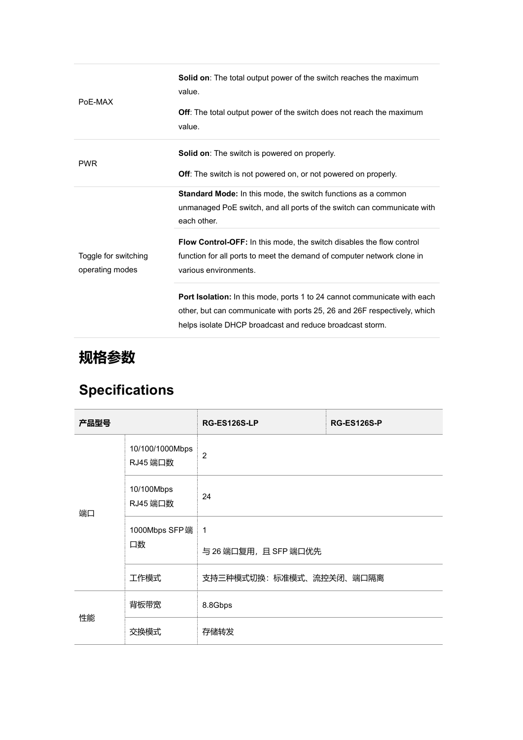| | |
|---|---|
| PoE-MAX | **Solid on**: The total output power of the switch reaches the maximum value.<br><br>**Off**: The total output power of the switch does not reach the maximum value. |
| PWR | **Solid on**: The switch is powered on properly.<br><br>**Off**: The switch is not powered on, or not powered on properly. |
| Toggle for switching operating modes | **Standard Mode:** In this mode, the switch functions as a common unmanaged PoE switch, and all ports of the switch can communicate with each other. |
| | **Flow Control-OFF:** In this mode, the switch disables the flow control function for all ports to meet the demand of computer network clone in various environments. |
| | **Port Isolation:** In this mode, ports 1 to 24 cannot communicate with each other, but can communicate with ports 25, 26 and 26F respectively, which helps isolate DHCP broadcast and reduce broadcast storm. |

# 规格参数

# Specifications

| **产品型号** | | **RG-ES126S-LP** | **RG-ES126S-P** |
|---|---|---|---|
| 端口 | 10/100/1000Mbps RJ45 端口数 | 2 | |
| | 10/100Mbps RJ45 端口数 | 24 | |
| | 1000Mbps SFP 端口数 | 1<br><br>与 26 端口复用，且 SFP 端口优先 | |
| | 工作模式 | 支持三种模式切换：标准模式、流控关闭、端口隔离 | |
| 性能 | 背板带宽 | 8.8Gbps | |
| | 交换模式 | 存储转发 | |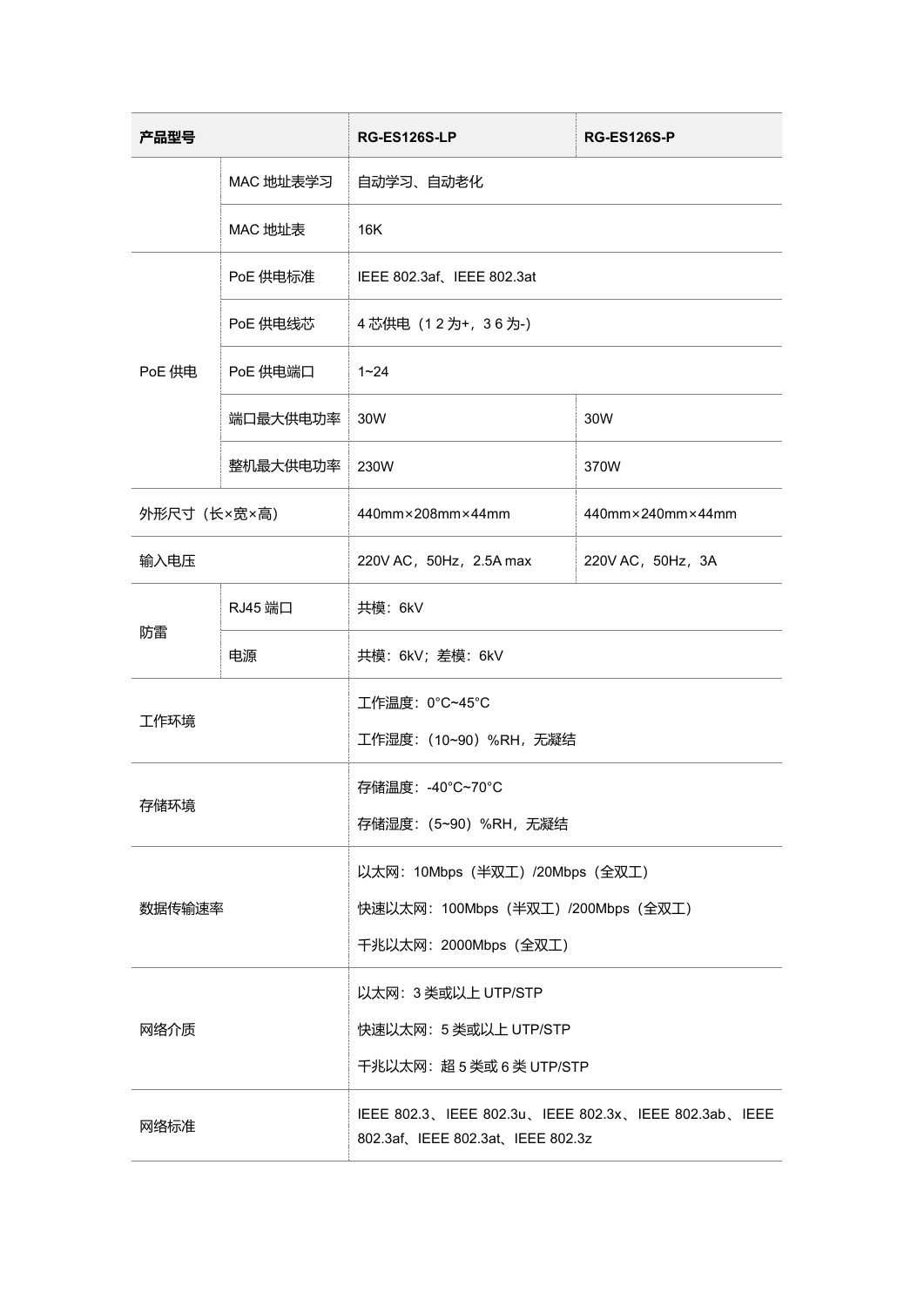| 产品型号 | | RG-ES126S-LP | RG-ES126S-P |
| --- | --- | --- | --- |
| | MAC 地址表学习 | 自动学习、自动老化 | |
| | MAC 地址表 | 16K | |
| PoE 供电 | PoE 供电标准 | IEEE 802.3af、IEEE 802.3at | |
| | PoE 供电线芯 | 4 芯供电（1 2 为+，3 6 为-） | |
| | PoE 供电端口 | 1~24 | |
| | 端口最大供电功率 | 30W | 30W |
| | 整机最大供电功率 | 230W | 370W |
| 外形尺寸（长×宽×高） | | 440mm×208mm×44mm | 440mm×240mm×44mm |
| 输入电压 | | 220V AC，50Hz，2.5A max | 220V AC，50Hz，3A |
| 防雷 | RJ45 端口 | 共模：6kV | |
| | 电源 | 共模：6kV；差模：6kV | |
| 工作环境 | | 工作温度：0°C~45°C<br>工作湿度：（10~90）%RH，无凝结 | |
| 存储环境 | | 存储温度：-40°C~70°C<br>存储湿度：（5~90）%RH，无凝结 | |
| 数据传输速率 | | 以太网：10Mbps（半双工）/20Mbps（全双工）<br>快速以太网：100Mbps（半双工）/200Mbps（全双工）<br>千兆以太网：2000Mbps（全双工） | |
| 网络介质 | | 以太网：3 类或以上 UTP/STP<br>快速以太网：5 类或以上 UTP/STP<br>千兆以太网：超 5 类或 6 类 UTP/STP | |
| 网络标准 | | IEEE 802.3、IEEE 802.3u、IEEE 802.3x、IEEE 802.3ab、IEEE 802.3af、IEEE 802.3at、IEEE 802.3z | |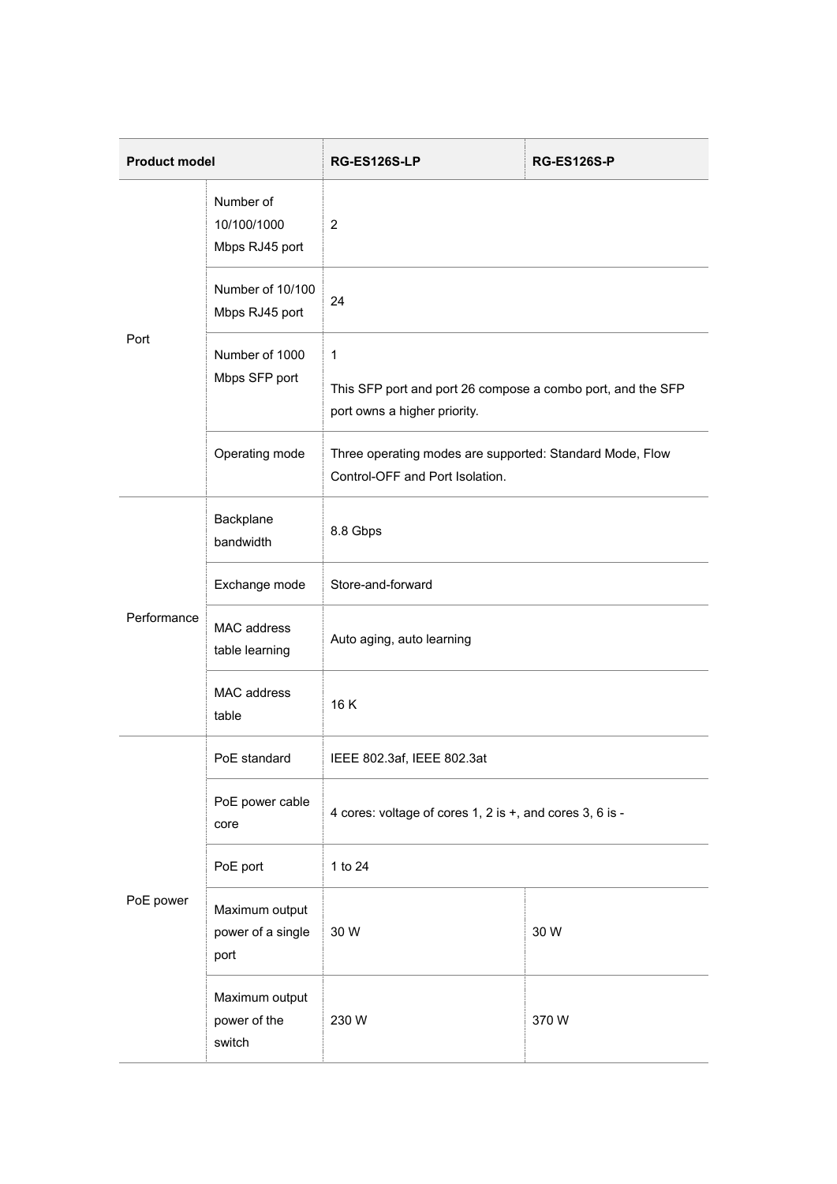| Product model | | RG-ES126S-LP | RG-ES126S-P |
|---|---|---|---|
| Port | Number of 10/100/1000 Mbps RJ45 port | 2 | |
| | Number of 10/100 Mbps RJ45 port | 24 | |
| | Number of 1000 Mbps SFP port | 1<br><br>This SFP port and port 26 compose a combo port, and the SFP port owns a higher priority. | |
| | Operating mode | Three operating modes are supported: Standard Mode, Flow Control-OFF and Port Isolation. | |
| Performance | Backplane bandwidth | 8.8 Gbps | |
| | Exchange mode | Store-and-forward | |
| | MAC address table learning | Auto aging, auto learning | |
| | MAC address table | 16 K | |
| PoE power | PoE standard | IEEE 802.3af, IEEE 802.3at | |
| | PoE power cable core | 4 cores: voltage of cores 1, 2 is +, and cores 3, 6 is - | |
| | PoE port | 1 to 24 | |
| | Maximum output power of a single port | 30 W | 30 W |
| | Maximum output power of the switch | 230 W | 370 W |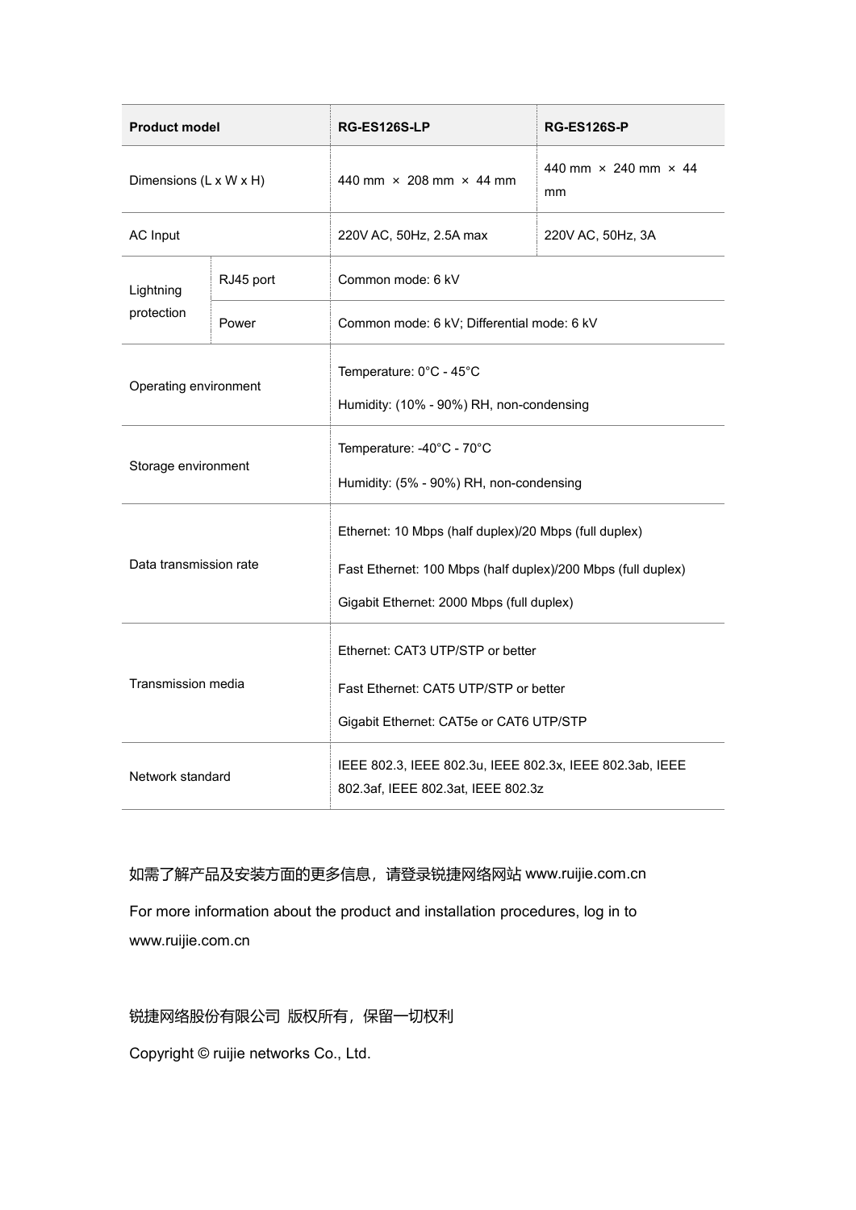| Product model | | RG-ES126S-LP | RG-ES126S-P |
| --- | --- | --- | --- |
| Dimensions (L x W x H) | | 440 mm × 208 mm × 44 mm | 440 mm × 240 mm × 44 mm |
| AC Input | | 220V AC, 50Hz, 2.5A max | 220V AC, 50Hz, 3A |
| Lightning protection | RJ45 port | Common mode: 6 kV | |
| | Power | Common mode: 6 kV; Differential mode: 6 kV | |
| Operating environment | | Temperature: 0°C - 45°C<br>Humidity: (10% - 90%) RH, non-condensing | |
| Storage environment | | Temperature: -40°C - 70°C<br>Humidity: (5% - 90%) RH, non-condensing | |
| Data transmission rate | | Ethernet: 10 Mbps (half duplex)/20 Mbps (full duplex)<br>Fast Ethernet: 100 Mbps (half duplex)/200 Mbps (full duplex)<br>Gigabit Ethernet: 2000 Mbps (full duplex) | |
| Transmission media | | Ethernet: CAT3 UTP/STP or better<br>Fast Ethernet: CAT5 UTP/STP or better<br>Gigabit Ethernet: CAT5e or CAT6 UTP/STP | |
| Network standard | | IEEE 802.3, IEEE 802.3u, IEEE 802.3x, IEEE 802.3ab, IEEE 802.3af, IEEE 802.3at, IEEE 802.3z | |

如需了解产品及安装方面的更多信息，请登录锐捷网络网站 www.ruijie.com.cn

For more information about the product and installation procedures, log in to www.ruijie.com.cn

锐捷网络股份有限公司 版权所有，保留一切权利

Copyright © ruijie networks Co., Ltd.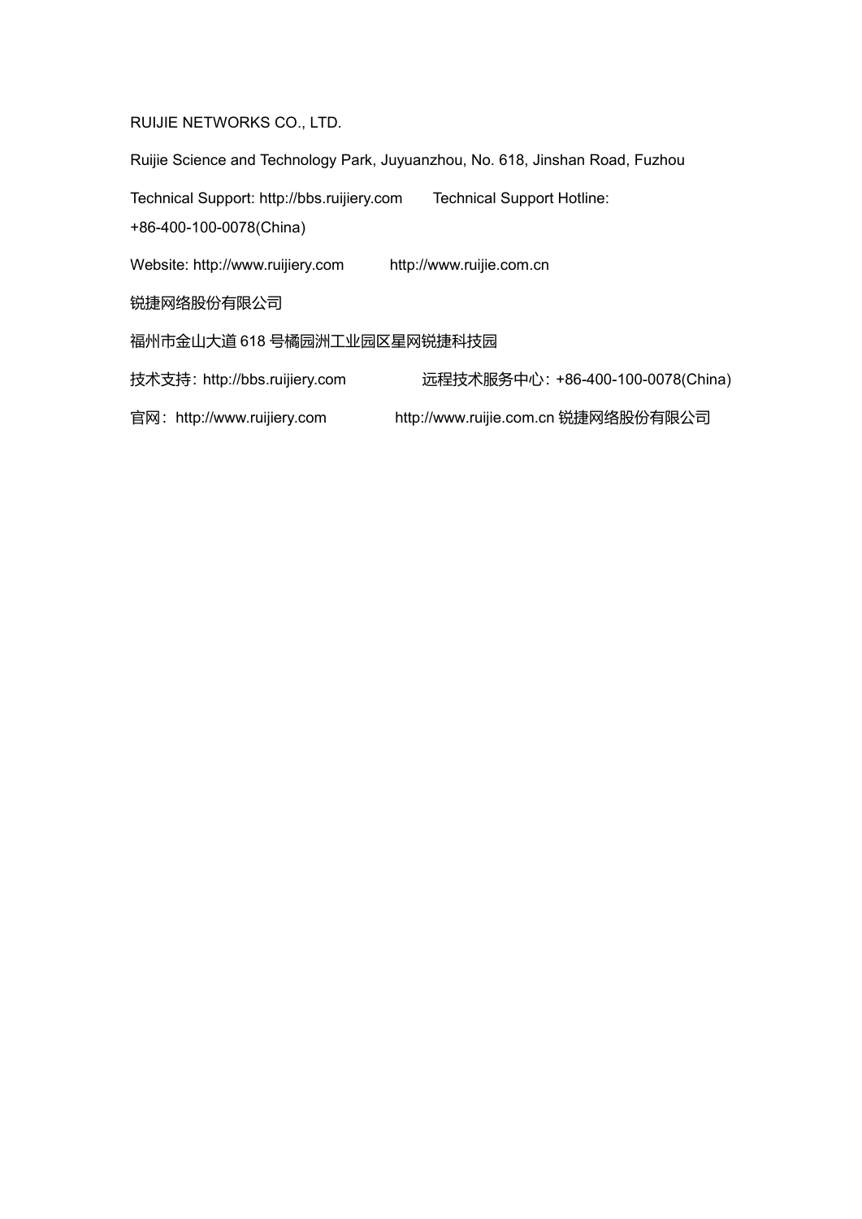RUIJIE NETWORKS CO., LTD.

Ruijie Science and Technology Park, Juyuanzhou, No. 618, Jinshan Road, Fuzhou

Technical Support: http://bbs.ruijiery.com Technical Support Hotline: +86-400-100-0078(China)

Website: http://www.ruijiery.com http://www.ruijie.com.cn

锐捷网络股份有限公司

福州市金山大道 618 号橘园洲工业园区星网锐捷科技园

技术支持：http://bbs.ruijiery.com 远程技术服务中心：+86-400-100-0078(China)

官网：http://www.ruijiery.com http://www.ruijie.com.cn 锐捷网络股份有限公司